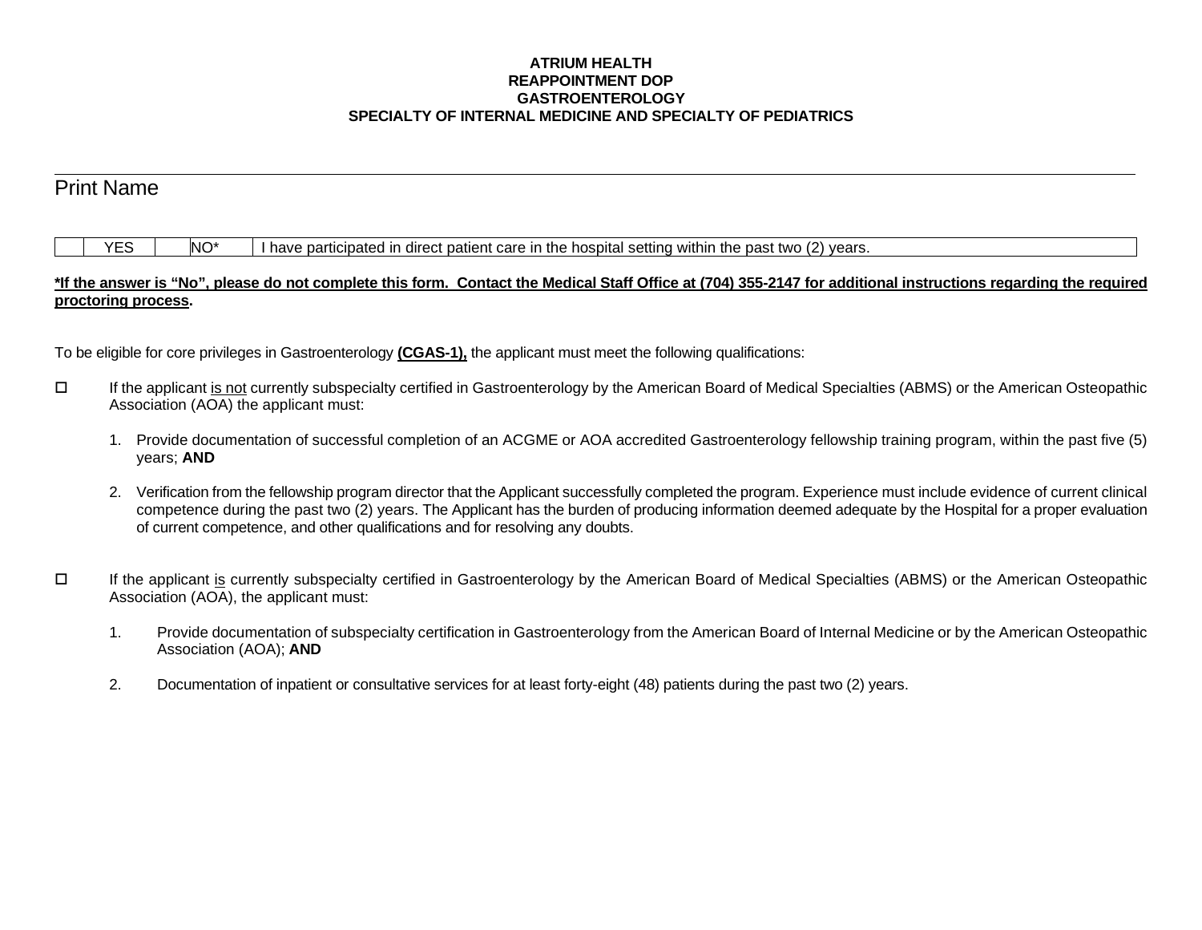**ATRIUM HEALTH**
**REAPPOINTMENT DOP**
**GASTROENTEROLOGY**
**SPECIALTY OF INTERNAL MEDICINE AND SPECIALTY OF PEDIATRICS**

______________________________________________________________________________

Print Name

| | YES | | NO* | I have participated in direct patient care in the hospital setting within the past two (2) years. |
|---|---|---|---|---|

**<u>*If the answer is "No", please do not complete this form. Contact the Medical Staff Office at (704) 355-2147 for additional instructions regarding the required proctoring process</u>.**

To be eligible for core privileges in Gastroenterology **<u>(CGAS-1),</u>** the applicant must meet the following qualifications:

☐ If the applicant <u>is not</u> currently subspecialty certified in Gastroenterology by the American Board of Medical Specialties (ABMS) or the American Osteopathic Association (AOA) the applicant must:

1. Provide documentation of successful completion of an ACGME or AOA accredited Gastroenterology fellowship training program, within the past five (5) years; **AND**

2. Verification from the fellowship program director that the Applicant successfully completed the program. Experience must include evidence of current clinical competence during the past two (2) years. The Applicant has the burden of producing information deemed adequate by the Hospital for a proper evaluation of current competence, and other qualifications and for resolving any doubts.

☐ If the applicant <u>is</u> currently subspecialty certified in Gastroenterology by the American Board of Medical Specialties (ABMS) or the American Osteopathic Association (AOA), the applicant must:

1. Provide documentation of subspecialty certification in Gastroenterology from the American Board of Internal Medicine or by the American Osteopathic Association (AOA); **AND**

2. Documentation of inpatient or consultative services for at least forty-eight (48) patients during the past two (2) years.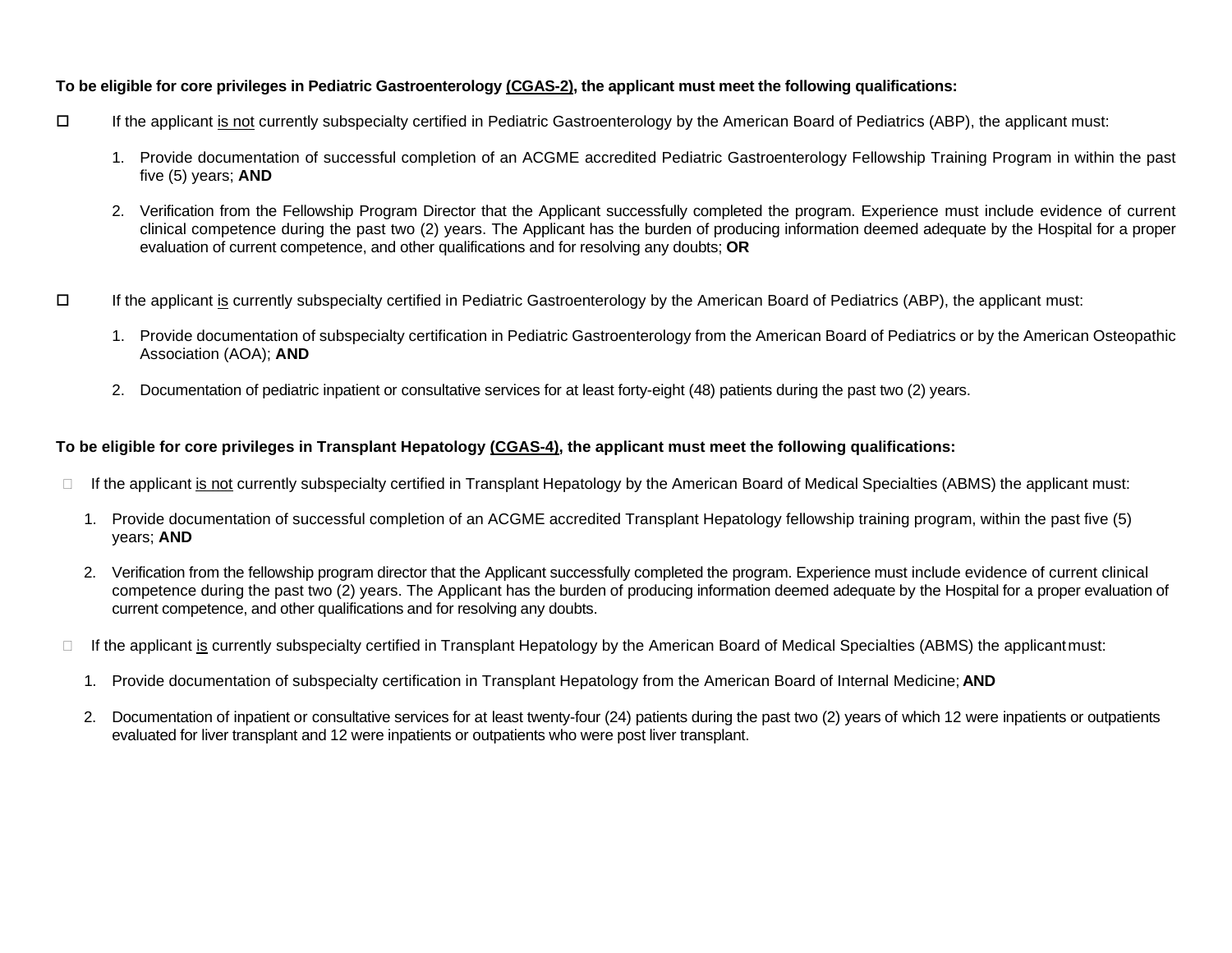**To be eligible for core privileges in Pediatric Gastroenterology (CGAS-2), the applicant must meet the following qualifications:**

☐ If the applicant is not currently subspecialty certified in Pediatric Gastroenterology by the American Board of Pediatrics (ABP), the applicant must:

1. Provide documentation of successful completion of an ACGME accredited Pediatric Gastroenterology Fellowship Training Program in within the past five (5) years; **AND**

2. Verification from the Fellowship Program Director that the Applicant successfully completed the program. Experience must include evidence of current clinical competence during the past two (2) years. The Applicant has the burden of producing information deemed adequate by the Hospital for a proper evaluation of current competence, and other qualifications and for resolving any doubts; **OR**

☐ If the applicant is currently subspecialty certified in Pediatric Gastroenterology by the American Board of Pediatrics (ABP), the applicant must:

1. Provide documentation of subspecialty certification in Pediatric Gastroenterology from the American Board of Pediatrics or by the American Osteopathic Association (AOA); **AND**

2. Documentation of pediatric inpatient or consultative services for at least forty-eight (48) patients during the past two (2) years.

**To be eligible for core privileges in Transplant Hepatology (CGAS-4), the applicant must meet the following qualifications:**

☐ If the applicant is not currently subspecialty certified in Transplant Hepatology by the American Board of Medical Specialties (ABMS) the applicant must:

1. Provide documentation of successful completion of an ACGME accredited Transplant Hepatology fellowship training program, within the past five (5) years; **AND**

2. Verification from the fellowship program director that the Applicant successfully completed the program. Experience must include evidence of current clinical competence during the past two (2) years. The Applicant has the burden of producing information deemed adequate by the Hospital for a proper evaluation of current competence, and other qualifications and for resolving any doubts.

☐ If the applicant is currently subspecialty certified in Transplant Hepatology by the American Board of Medical Specialties (ABMS) the applicant must:

1. Provide documentation of subspecialty certification in Transplant Hepatology from the American Board of Internal Medicine; **AND**

2. Documentation of inpatient or consultative services for at least twenty-four (24) patients during the past two (2) years of which 12 were inpatients or outpatients evaluated for liver transplant and 12 were inpatients or outpatients who were post liver transplant.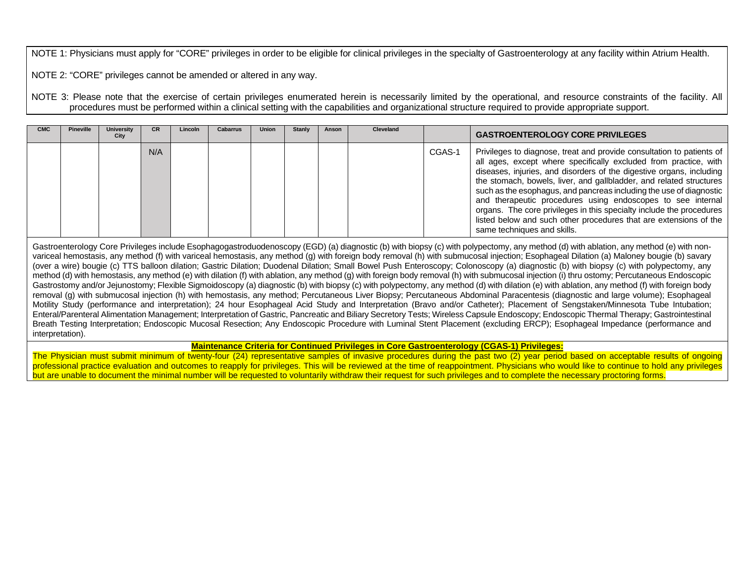NOTE 1: Physicians must apply for "CORE" privileges in order to be eligible for clinical privileges in the specialty of Gastroenterology at any facility within Atrium Health.

NOTE 2: "CORE" privileges cannot be amended or altered in any way.

NOTE 3: Please note that the exercise of certain privileges enumerated herein is necessarily limited by the operational, and resource constraints of the facility. All procedures must be performed within a clinical setting with the capabilities and organizational structure required to provide appropriate support.

| CMC | Pineville | University City | CR | Lincoln | Cabarrus | Union | Stanly | Anson | Cleveland | | GASTROENTEROLOGY CORE PRIVILEGES |
|---|---|---|---|---|---|---|---|---|---|---|---|
| | | | N/A | | | | | | | CGAS-1 | Privileges to diagnose, treat and provide consultation to patients of all ages, except where specifically excluded from practice, with diseases, injuries, and disorders of the digestive organs, including the stomach, bowels, liver, and gallbladder, and related structures such as the esophagus, and pancreas including the use of diagnostic and therapeutic procedures using endoscopes to see internal organs. The core privileges in this specialty include the procedures listed below and such other procedures that are extensions of the same techniques and skills. |

Gastroenterology Core Privileges include Esophagogastroduodenoscopy (EGD) (a) diagnostic (b) with biopsy (c) with polypectomy, any method (d) with ablation, any method (e) with non-variceal hemostasis, any method (f) with variceal hemostasis, any method (g) with foreign body removal (h) with submucosal injection; Esophageal Dilation (a) Maloney bougie (b) savary (over a wire) bougie (c) TTS balloon dilation; Gastric Dilation; Duodenal Dilation; Small Bowel Push Enteroscopy; Colonoscopy (a) diagnostic (b) with biopsy (c) with polypectomy, any method (d) with hemostasis, any method (e) with dilation (f) with ablation, any method (g) with foreign body removal (h) with submucosal injection (i) thru ostomy; Percutaneous Endoscopic Gastrostomy and/or Jejunostomy; Flexible Sigmoidoscopy (a) diagnostic (b) with biopsy (c) with polypectomy, any method (d) with dilation (e) with ablation, any method (f) with foreign body removal (g) with submucosal injection (h) with hemostasis, any method; Percutaneous Liver Biopsy; Percutaneous Abdominal Paracentesis (diagnostic and large volume); Esophageal Motility Study (performance and interpretation); 24 hour Esophageal Acid Study and Interpretation (Bravo and/or Catheter); Placement of Sengstaken/Minnesota Tube Intubation; Enteral/Parenteral Alimentation Management; Interpretation of Gastric, Pancreatic and Biliary Secretory Tests; Wireless Capsule Endoscopy; Endoscopic Thermal Therapy; Gastrointestinal Breath Testing Interpretation; Endoscopic Mucosal Resection; Any Endoscopic Procedure with Luminal Stent Placement (excluding ERCP); Esophageal Impedance (performance and interpretation).

**Maintenance Criteria for Continued Privileges in Core Gastroenterology (CGAS-1) Privileges:**

The Physician must submit minimum of twenty-four (24) representative samples of invasive procedures during the past two (2) year period based on acceptable results of ongoing professional practice evaluation and outcomes to reapply for privileges. This will be reviewed at the time of reappointment. Physicians who would like to continue to hold any privileges but are unable to document the minimal number will be requested to voluntarily withdraw their request for such privileges and to complete the necessary proctoring forms.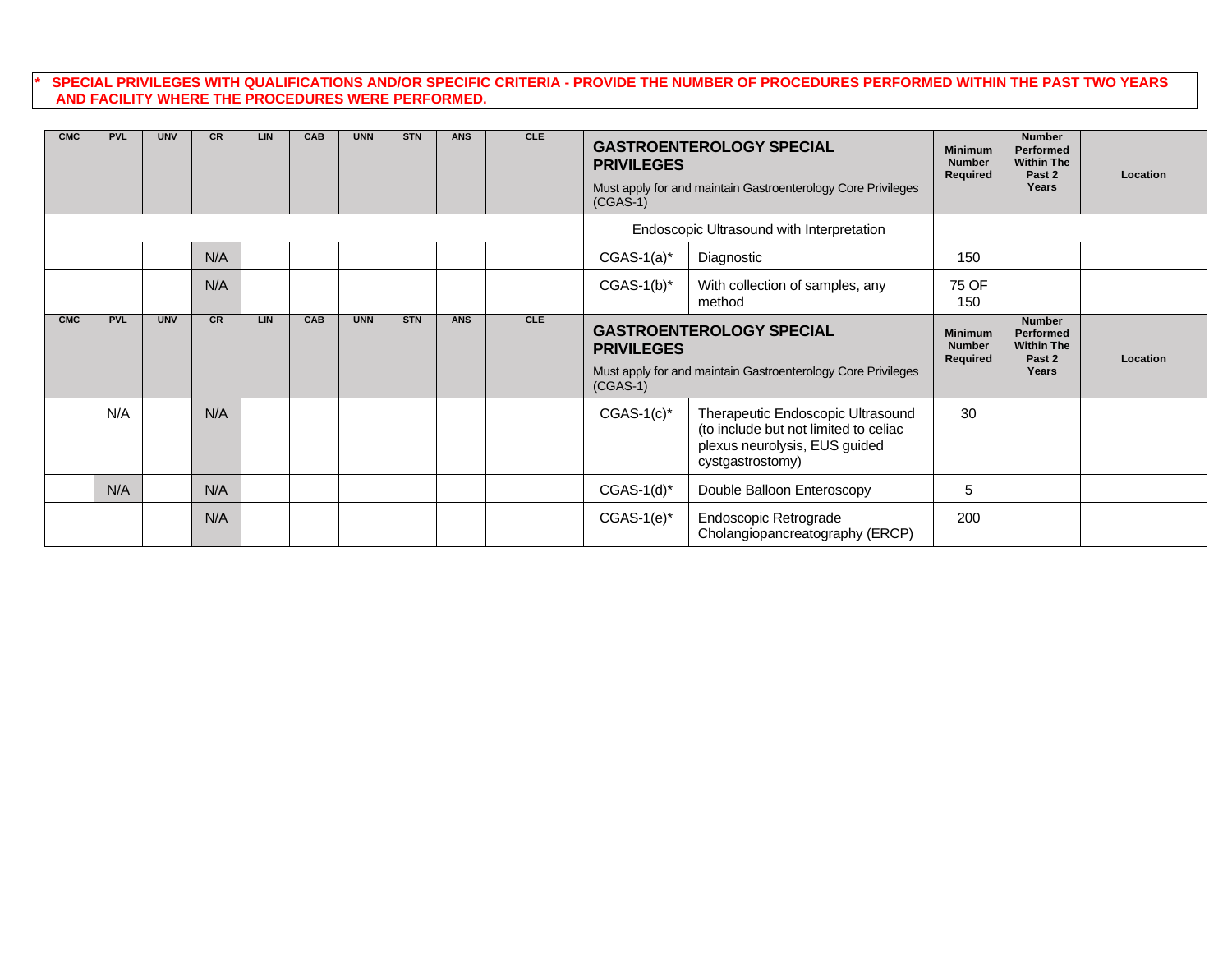**\* SPECIAL PRIVILEGES WITH QUALIFICATIONS AND/OR SPECIFIC CRITERIA - PROVIDE THE NUMBER OF PROCEDURES PERFORMED WITHIN THE PAST TWO YEARS AND FACILITY WHERE THE PROCEDURES WERE PERFORMED.**

| CMC | PVL | UNV | CR | LIN | CAB | UNN | STN | ANS | CLE | **GASTROENTEROLOGY SPECIAL PRIVILEGES** Must apply for and maintain Gastroenterology Core Privileges (CGAS-1) | | Minimum Number Required | Number Performed Within The Past 2 Years | Location |
|---|---|---|---|---|---|---|---|---|---|---|---|---|---|---|
| | | | | | | | | | | Endoscopic Ultrasound with Interpretation | | | | |
| | | | N/A | | | | | | | CGAS-1(a)* | Diagnostic | 150 | | |
| | | | N/A | | | | | | | CGAS-1(b)* | With collection of samples, any method | 75 OF 150 | | |
| **CMC** | **PVL** | **UNV** | **CR** | **LIN** | **CAB** | **UNN** | **STN** | **ANS** | **CLE** | **GASTROENTEROLOGY SPECIAL PRIVILEGES** Must apply for and maintain Gastroenterology Core Privileges (CGAS-1) | | **Minimum Number Required** | **Number Performed Within The Past 2 Years** | **Location** |
| | N/A | | N/A | | | | | | | CGAS-1(c)* | Therapeutic Endoscopic Ultrasound (to include but not limited to celiac plexus neurolysis, EUS guided cystgastrostomy) | 30 | | |
| | N/A | | N/A | | | | | | | CGAS-1(d)* | Double Balloon Enteroscopy | 5 | | |
| | | | N/A | | | | | | | CGAS-1(e)* | Endoscopic Retrograde Cholangiopancreatography (ERCP) | 200 | | |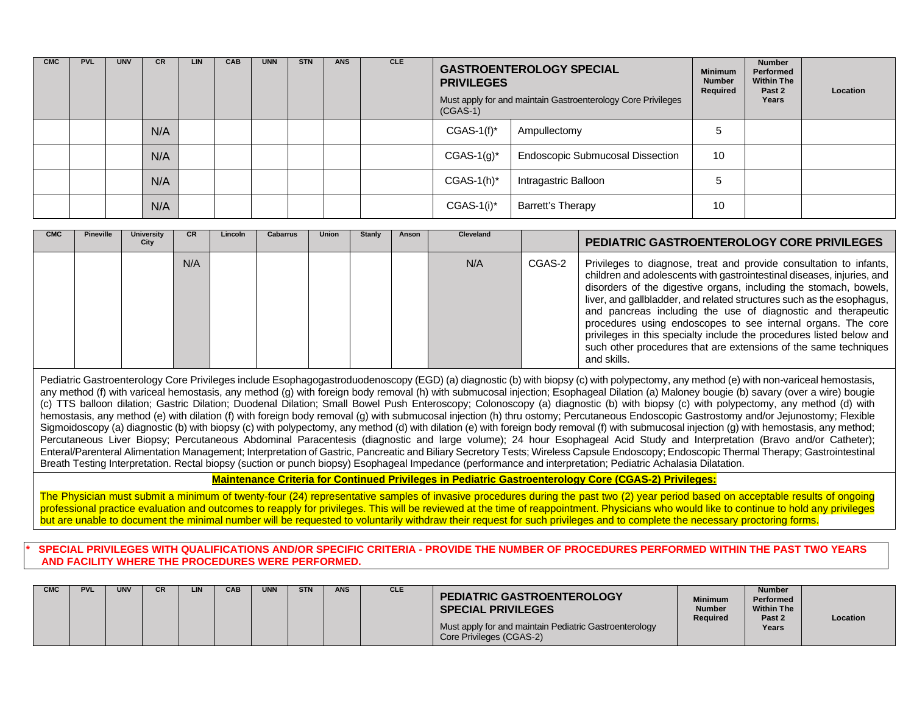| CMC | PVL | UNV | CR | LIN | CAB | UNN | STN | ANS | CLE | **GASTROENTEROLOGY SPECIAL PRIVILEGES** Must apply for and maintain Gastroenterology Core Privileges (CGAS-1) | | Minimum Number Required | Number Performed Within The Past 2 Years | Location |
|---|---|---|---|---|---|---|---|---|---|---|---|---|---|---|
| | | | N/A | | | | | | | CGAS-1(f)* | Ampullectomy | 5 | | |
| | | | N/A | | | | | | | CGAS-1(g)* | Endoscopic Submucosal Dissection | 10 | | |
| | | | N/A | | | | | | | CGAS-1(h)* | Intragastric Balloon | 5 | | |
| | | | N/A | | | | | | | CGAS-1(i)* | Barrett's Therapy | 10 | | |

| CMC | Pineville | University City | CR | Lincoln | Cabarrus | Union | Stanly | Anson | Cleveland | | **PEDIATRIC GASTROENTEROLOGY CORE PRIVILEGES** |
|---|---|---|---|---|---|---|---|---|---|---|---|
| | | | N/A | | | | | | N/A | CGAS-2 | Privileges to diagnose, treat and provide consultation to infants, children and adolescents with gastrointestinal diseases, injuries, and disorders of the digestive organs, including the stomach, bowels, liver, and gallbladder, and related structures such as the esophagus, and pancreas including the use of diagnostic and therapeutic procedures using endoscopes to see internal organs. The core privileges in this specialty include the procedures listed below and such other procedures that are extensions of the same techniques and skills. |

Pediatric Gastroenterology Core Privileges include Esophagogastroduodenoscopy (EGD) (a) diagnostic (b) with biopsy (c) with polypectomy, any method (e) with non-variceal hemostasis, any method (f) with variceal hemostasis, any method (g) with foreign body removal (h) with submucosal injection; Esophageal Dilation (a) Maloney bougie (b) savary (over a wire) bougie (c) TTS balloon dilation; Gastric Dilation; Duodenal Dilation; Small Bowel Push Enteroscopy; Colonoscopy (a) diagnostic (b) with biopsy (c) with polypectomy, any method (d) with hemostasis, any method (e) with dilation (f) with foreign body removal (g) with submucosal injection (h) thru ostomy; Percutaneous Endoscopic Gastrostomy and/or Jejunostomy; Flexible Sigmoidoscopy (a) diagnostic (b) with biopsy (c) with polypectomy, any method (d) with dilation (e) with foreign body removal (f) with submucosal injection (g) with hemostasis, any method; Percutaneous Liver Biopsy; Percutaneous Abdominal Paracentesis (diagnostic and large volume); 24 hour Esophageal Acid Study and Interpretation (Bravo and/or Catheter); Enteral/Parenteral Alimentation Management; Interpretation of Gastric, Pancreatic and Biliary Secretory Tests; Wireless Capsule Endoscopy; Endoscopic Thermal Therapy; Gastrointestinal Breath Testing Interpretation. Rectal biopsy (suction or punch biopsy) Esophageal Impedance (performance and interpretation; Pediatric Achalasia Dilatation.

**Maintenance Criteria for Continued Privileges in Pediatric Gastroenterology Core (CGAS-2) Privileges:**

The Physician must submit a minimum of twenty-four (24) representative samples of invasive procedures during the past two (2) year period based on acceptable results of ongoing professional practice evaluation and outcomes to reapply for privileges. This will be reviewed at the time of reappointment. Physicians who would like to continue to hold any privileges but are unable to document the minimal number will be requested to voluntarily withdraw their request for such privileges and to complete the necessary proctoring forms.

**\* SPECIAL PRIVILEGES WITH QUALIFICATIONS AND/OR SPECIFIC CRITERIA - PROVIDE THE NUMBER OF PROCEDURES PERFORMED WITHIN THE PAST TWO YEARS AND FACILITY WHERE THE PROCEDURES WERE PERFORMED.**

| CMC | PVL | UNV | CR | LIN | CAB | UNN | STN | ANS | CLE | **PEDIATRIC GASTROENTEROLOGY SPECIAL PRIVILEGES** Must apply for and maintain Pediatric Gastroenterology Core Privileges (CGAS-2) | Minimum Number Required | Number Performed Within The Past 2 Years | Location |
|---|---|---|---|---|---|---|---|---|---|---|---|---|---|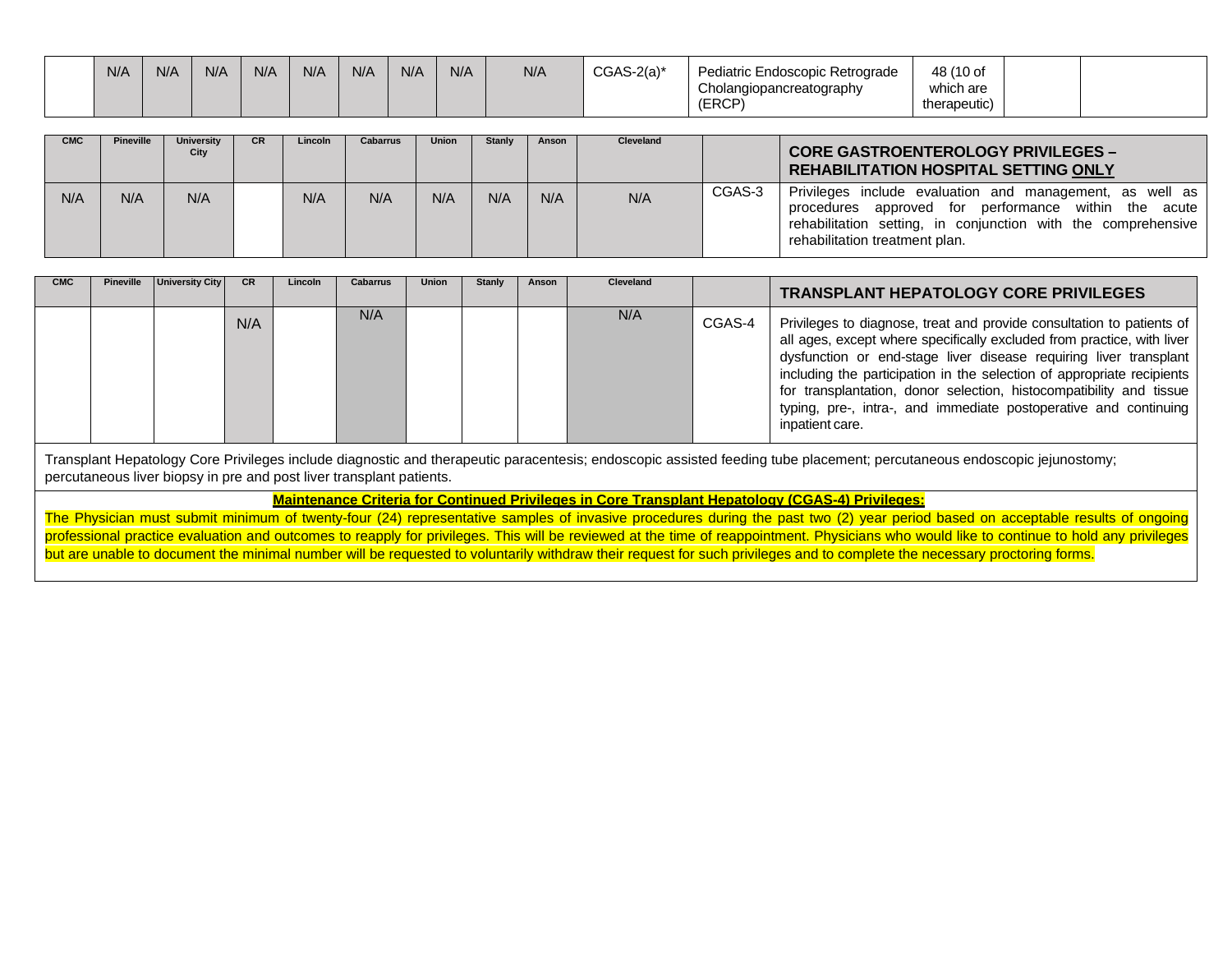| | | | | | | | | | | | | | |
|---|---|---|---|---|---|---|---|---|---|---|---|---|---|
| | N/A | N/A | N/A | N/A | N/A | N/A | N/A | N/A | N/A | CGAS-2(a)* | Pediatric Endoscopic Retrograde Cholangiopancreatography (ERCP) | 48 (10 of which are therapeutic) | | |

| CMC | Pineville | University City | CR | Lincoln | Cabarrus | Union | Stanly | Anson | Cleveland | | **CORE GASTROENTEROLOGY PRIVILEGES – REHABILITATION HOSPITAL SETTING ONLY** |
|---|---|---|---|---|---|---|---|---|---|---|---|
| N/A | N/A | N/A | | N/A | N/A | N/A | N/A | N/A | N/A | CGAS-3 | Privileges include evaluation and management, as well as procedures approved for performance within the acute rehabilitation setting, in conjunction with the comprehensive rehabilitation treatment plan. |

| CMC | Pineville | University City | CR | Lincoln | Cabarrus | Union | Stanly | Anson | Cleveland | | **TRANSPLANT HEPATOLOGY CORE PRIVILEGES** |
|---|---|---|---|---|---|---|---|---|---|---|---|
| | | | N/A | | N/A | | | | N/A | CGAS-4 | Privileges to diagnose, treat and provide consultation to patients of all ages, except where specifically excluded from practice, with liver dysfunction or end-stage liver disease requiring liver transplant including the participation in the selection of appropriate recipients for transplantation, donor selection, histocompatibility and tissue typing, pre-, intra-, and immediate postoperative and continuing inpatient care. |

Transplant Hepatology Core Privileges include diagnostic and therapeutic paracentesis; endoscopic assisted feeding tube placement; percutaneous endoscopic jejunostomy; percutaneous liver biopsy in pre and post liver transplant patients.

**Maintenance Criteria for Continued Privileges in Core Transplant Hepatology (CGAS-4) Privileges:**

The Physician must submit minimum of twenty-four (24) representative samples of invasive procedures during the past two (2) year period based on acceptable results of ongoing professional practice evaluation and outcomes to reapply for privileges. This will be reviewed at the time of reappointment. Physicians who would like to continue to hold any privileges but are unable to document the minimal number will be requested to voluntarily withdraw their request for such privileges and to complete the necessary proctoring forms.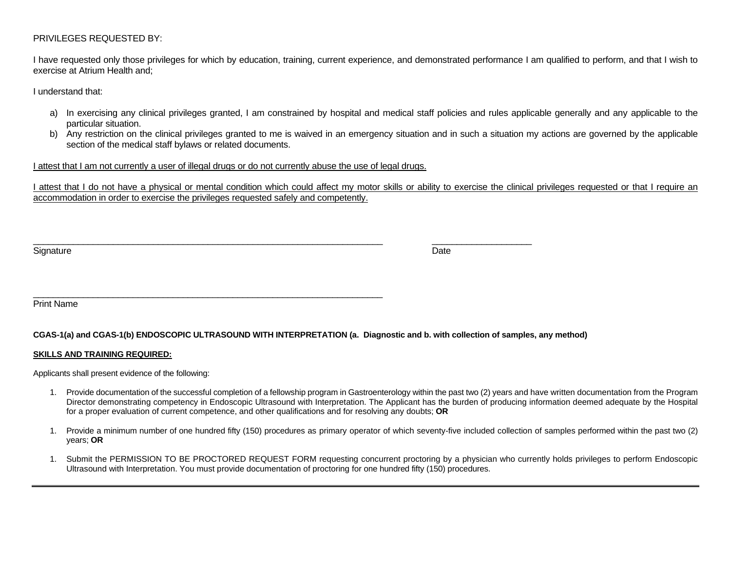PRIVILEGES REQUESTED BY:

I have requested only those privileges for which by education, training, current experience, and demonstrated performance I am qualified to perform, and that I wish to exercise at Atrium Health and;

I understand that:

a) In exercising any clinical privileges granted, I am constrained by hospital and medical staff policies and rules applicable generally and any applicable to the particular situation.
b) Any restriction on the clinical privileges granted to me is waived in an emergency situation and in such a situation my actions are governed by the applicable section of the medical staff bylaws or related documents.

<u>I attest that I am not currently a user of illegal drugs or do not currently abuse the use of legal drugs.</u>

<u>I attest that I do not have a physical or mental condition which could affect my motor skills or ability to exercise the clinical privileges requested or that I require an accommodation in order to exercise the privileges requested safely and competently.</u>

\_\_\_\_\_\_\_\_\_\_\_\_\_\_\_\_\_\_\_\_\_\_\_\_\_\_\_\_\_\_\_\_\_\_\_\_\_\_\_\_\_\_\_\_\_\_\_\_\_\_\_\_\_\_\_\_\_\_\_\_\_\_\_\_\_\_\_\_ \_\_\_\_\_\_\_\_\_\_\_\_\_\_\_\_\_\_\_\_
Signature Date

\_\_\_\_\_\_\_\_\_\_\_\_\_\_\_\_\_\_\_\_\_\_\_\_\_\_\_\_\_\_\_\_\_\_\_\_\_\_\_\_\_\_\_\_\_\_\_\_\_\_\_\_\_\_\_\_\_\_\_\_\_\_\_\_\_\_\_\_
Print Name

**CGAS-1(a) and CGAS-1(b) ENDOSCOPIC ULTRASOUND WITH INTERPRETATION (a. Diagnostic and b. with collection of samples, any method)**

**<u>SKILLS AND TRAINING REQUIRED:</u>**

Applicants shall present evidence of the following:

1. Provide documentation of the successful completion of a fellowship program in Gastroenterology within the past two (2) years and have written documentation from the Program Director demonstrating competency in Endoscopic Ultrasound with Interpretation. The Applicant has the burden of producing information deemed adequate by the Hospital for a proper evaluation of current competence, and other qualifications and for resolving any doubts; **OR**

1. Provide a minimum number of one hundred fifty (150) procedures as primary operator of which seventy-five included collection of samples performed within the past two (2) years; **OR**

1. Submit the PERMISSION TO BE PROCTORED REQUEST FORM requesting concurrent proctoring by a physician who currently holds privileges to perform Endoscopic Ultrasound with Interpretation. You must provide documentation of proctoring for one hundred fifty (150) procedures.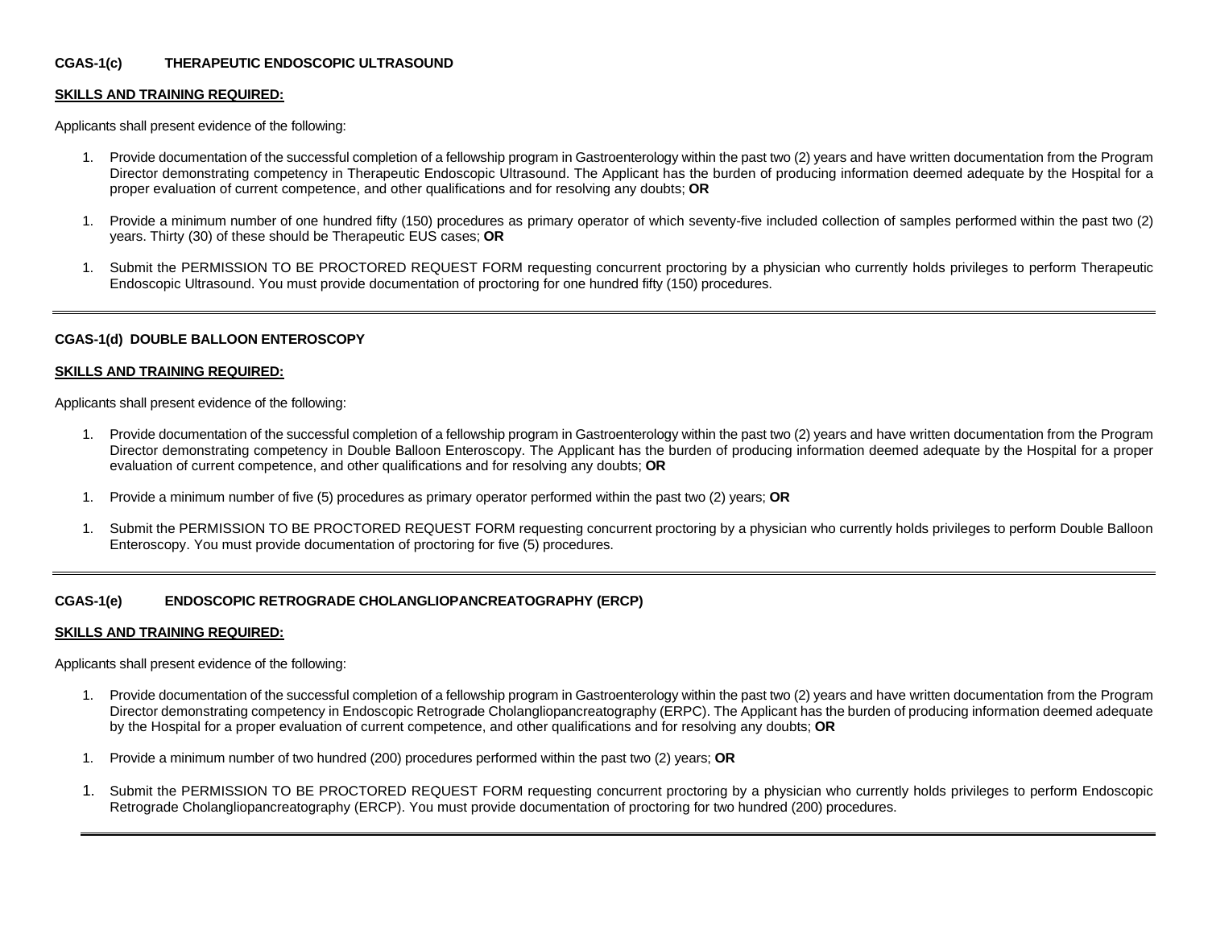**CGAS-1(c) THERAPEUTIC ENDOSCOPIC ULTRASOUND**

**SKILLS AND TRAINING REQUIRED:**

Applicants shall present evidence of the following:

1. Provide documentation of the successful completion of a fellowship program in Gastroenterology within the past two (2) years and have written documentation from the Program Director demonstrating competency in Therapeutic Endoscopic Ultrasound. The Applicant has the burden of producing information deemed adequate by the Hospital for a proper evaluation of current competence, and other qualifications and for resolving any doubts; **OR**

1. Provide a minimum number of one hundred fifty (150) procedures as primary operator of which seventy-five included collection of samples performed within the past two (2) years. Thirty (30) of these should be Therapeutic EUS cases; **OR**

1. Submit the PERMISSION TO BE PROCTORED REQUEST FORM requesting concurrent proctoring by a physician who currently holds privileges to perform Therapeutic Endoscopic Ultrasound. You must provide documentation of proctoring for one hundred fifty (150) procedures.

---

**CGAS-1(d) DOUBLE BALLOON ENTEROSCOPY**

**SKILLS AND TRAINING REQUIRED:**

Applicants shall present evidence of the following:

1. Provide documentation of the successful completion of a fellowship program in Gastroenterology within the past two (2) years and have written documentation from the Program Director demonstrating competency in Double Balloon Enteroscopy. The Applicant has the burden of producing information deemed adequate by the Hospital for a proper evaluation of current competence, and other qualifications and for resolving any doubts; **OR**

1. Provide a minimum number of five (5) procedures as primary operator performed within the past two (2) years; **OR**

1. Submit the PERMISSION TO BE PROCTORED REQUEST FORM requesting concurrent proctoring by a physician who currently holds privileges to perform Double Balloon Enteroscopy. You must provide documentation of proctoring for five (5) procedures.

---

**CGAS-1(e) ENDOSCOPIC RETROGRADE CHOLANGLIOPANCREATOGRAPHY (ERCP)**

**SKILLS AND TRAINING REQUIRED:**

Applicants shall present evidence of the following:

1. Provide documentation of the successful completion of a fellowship program in Gastroenterology within the past two (2) years and have written documentation from the Program Director demonstrating competency in Endoscopic Retrograde Cholangliopancreatography (ERPC). The Applicant has the burden of producing information deemed adequate by the Hospital for a proper evaluation of current competence, and other qualifications and for resolving any doubts; **OR**

1. Provide a minimum number of two hundred (200) procedures performed within the past two (2) years; **OR**

1. Submit the PERMISSION TO BE PROCTORED REQUEST FORM requesting concurrent proctoring by a physician who currently holds privileges to perform Endoscopic Retrograde Cholangliopancreatography (ERCP). You must provide documentation of proctoring for two hundred (200) procedures.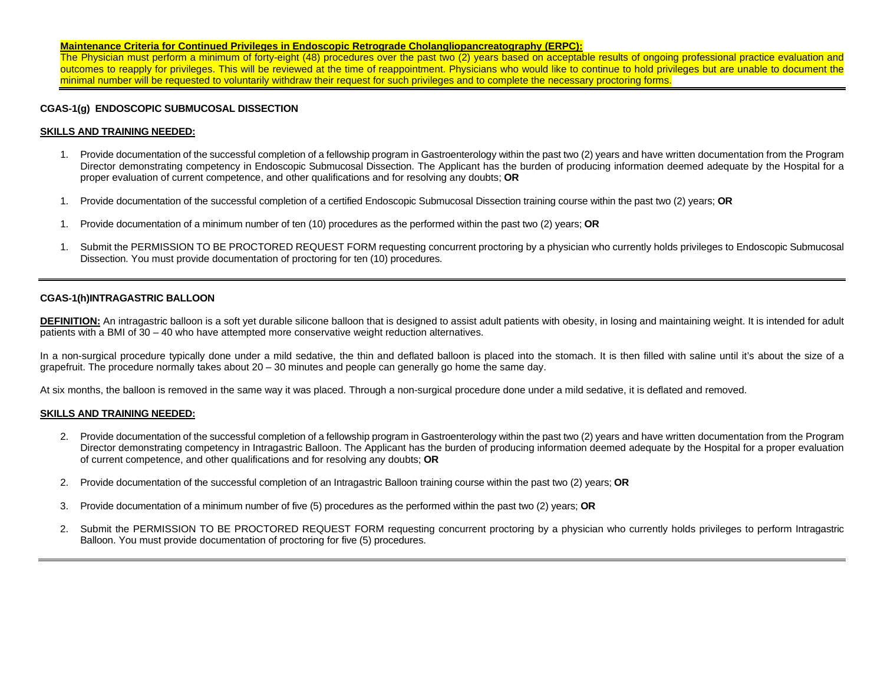**Maintenance Criteria for Continued Privileges in Endoscopic Retrograde Cholangliopancreatography (ERPC):**
The Physician must perform a minimum of forty-eight (48) procedures over the past two (2) years based on acceptable results of ongoing professional practice evaluation and outcomes to reapply for privileges. This will be reviewed at the time of reappointment. Physicians who would like to continue to hold privileges but are unable to document the minimal number will be requested to voluntarily withdraw their request for such privileges and to complete the necessary proctoring forms.

---

**CGAS-1(g) ENDOSCOPIC SUBMUCOSAL DISSECTION**

**SKILLS AND TRAINING NEEDED:**

1. Provide documentation of the successful completion of a fellowship program in Gastroenterology within the past two (2) years and have written documentation from the Program Director demonstrating competency in Endoscopic Submucosal Dissection. The Applicant has the burden of producing information deemed adequate by the Hospital for a proper evaluation of current competence, and other qualifications and for resolving any doubts; **OR**

1. Provide documentation of the successful completion of a certified Endoscopic Submucosal Dissection training course within the past two (2) years; **OR**

1. Provide documentation of a minimum number of ten (10) procedures as the performed within the past two (2) years; **OR**

1. Submit the PERMISSION TO BE PROCTORED REQUEST FORM requesting concurrent proctoring by a physician who currently holds privileges to Endoscopic Submucosal Dissection. You must provide documentation of proctoring for ten (10) procedures.

---

**CGAS-1(h)INTRAGASTRIC BALLOON**

**DEFINITION:** An intragastric balloon is a soft yet durable silicone balloon that is designed to assist adult patients with obesity, in losing and maintaining weight. It is intended for adult patients with a BMI of 30 – 40 who have attempted more conservative weight reduction alternatives.

In a non-surgical procedure typically done under a mild sedative, the thin and deflated balloon is placed into the stomach. It is then filled with saline until it's about the size of a grapefruit. The procedure normally takes about 20 – 30 minutes and people can generally go home the same day.

At six months, the balloon is removed in the same way it was placed. Through a non-surgical procedure done under a mild sedative, it is deflated and removed.

**SKILLS AND TRAINING NEEDED:**

2. Provide documentation of the successful completion of a fellowship program in Gastroenterology within the past two (2) years and have written documentation from the Program Director demonstrating competency in Intragastric Balloon. The Applicant has the burden of producing information deemed adequate by the Hospital for a proper evaluation of current competence, and other qualifications and for resolving any doubts; **OR**

2. Provide documentation of the successful completion of an Intragastric Balloon training course within the past two (2) years; **OR**

3. Provide documentation of a minimum number of five (5) procedures as the performed within the past two (2) years; **OR**

2. Submit the PERMISSION TO BE PROCTORED REQUEST FORM requesting concurrent proctoring by a physician who currently holds privileges to perform Intragastric Balloon. You must provide documentation of proctoring for five (5) procedures.

---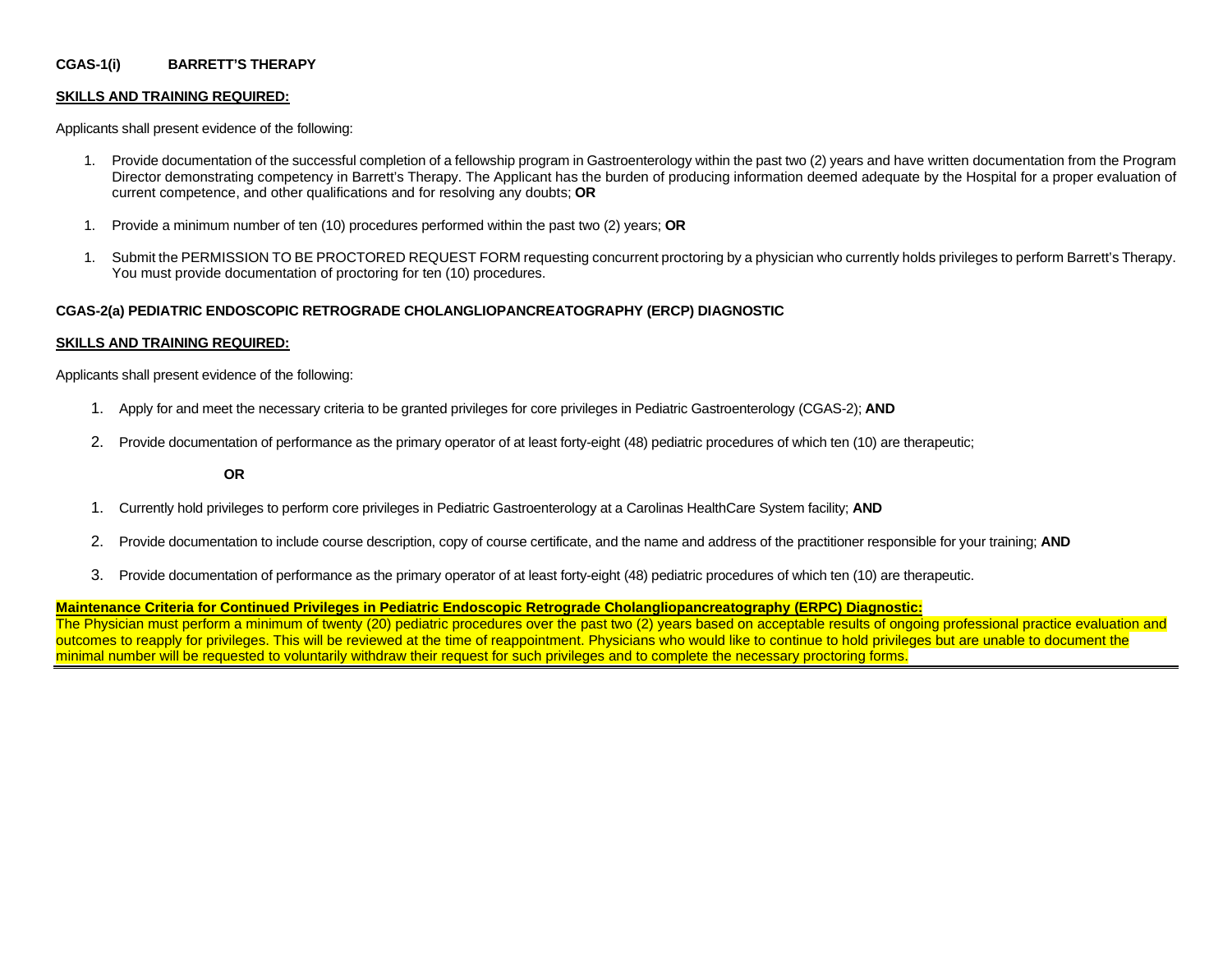**CGAS-1(i) BARRETT'S THERAPY**

**SKILLS AND TRAINING REQUIRED:**

Applicants shall present evidence of the following:

1. Provide documentation of the successful completion of a fellowship program in Gastroenterology within the past two (2) years and have written documentation from the Program Director demonstrating competency in Barrett's Therapy. The Applicant has the burden of producing information deemed adequate by the Hospital for a proper evaluation of current competence, and other qualifications and for resolving any doubts; **OR**

1. Provide a minimum number of ten (10) procedures performed within the past two (2) years; **OR**

1. Submit the PERMISSION TO BE PROCTORED REQUEST FORM requesting concurrent proctoring by a physician who currently holds privileges to perform Barrett's Therapy. You must provide documentation of proctoring for ten (10) procedures.

**CGAS-2(a) PEDIATRIC ENDOSCOPIC RETROGRADE CHOLANGLIOPANCREATOGRAPHY (ERCP) DIAGNOSTIC**

**SKILLS AND TRAINING REQUIRED:**

Applicants shall present evidence of the following:

1. Apply for and meet the necessary criteria to be granted privileges for core privileges in Pediatric Gastroenterology (CGAS-2); **AND**
2. Provide documentation of performance as the primary operator of at least forty-eight (48) pediatric procedures of which ten (10) are therapeutic;

**OR**

1. Currently hold privileges to perform core privileges in Pediatric Gastroenterology at a Carolinas HealthCare System facility; **AND**
2. Provide documentation to include course description, copy of course certificate, and the name and address of the practitioner responsible for your training; **AND**
3. Provide documentation of performance as the primary operator of at least forty-eight (48) pediatric procedures of which ten (10) are therapeutic.

**Maintenance Criteria for Continued Privileges in Pediatric Endoscopic Retrograde Cholangliopancreatography (ERPC) Diagnostic:**

The Physician must perform a minimum of twenty (20) pediatric procedures over the past two (2) years based on acceptable results of ongoing professional practice evaluation and outcomes to reapply for privileges. This will be reviewed at the time of reappointment. Physicians who would like to continue to hold privileges but are unable to document the minimal number will be requested to voluntarily withdraw their request for such privileges and to complete the necessary proctoring forms.